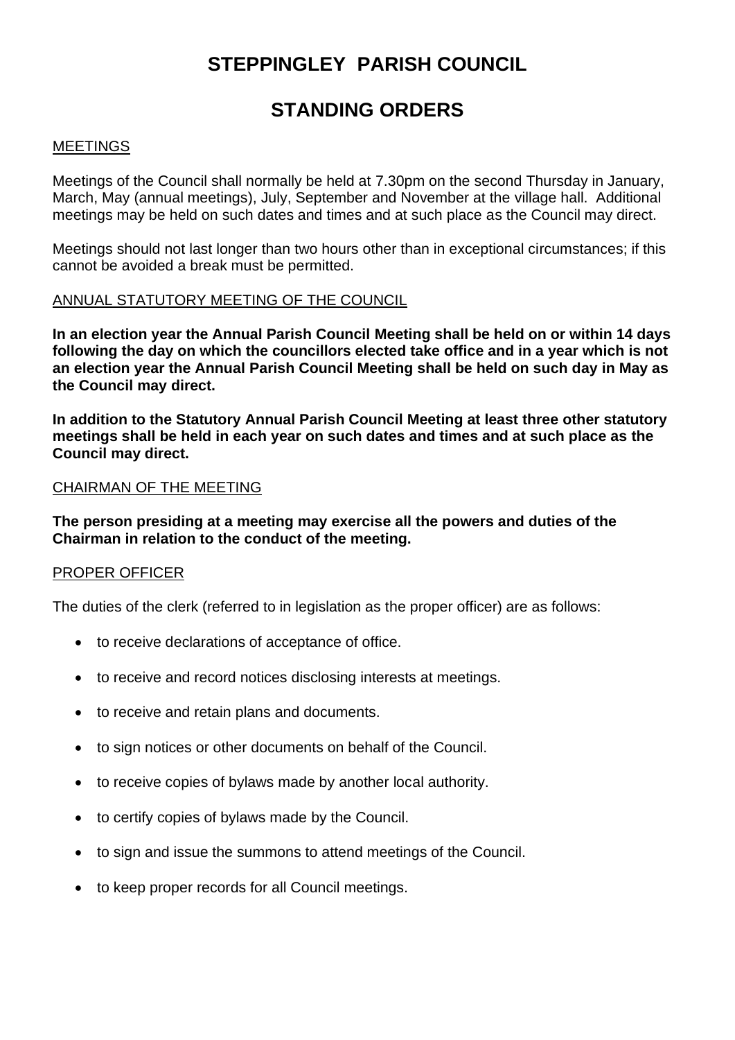# STEPPINGLEY PARISH COUNCIL

# STANDING ORDERS

## MEETINGS

Meetings of the Council shall normally be held at 7.30pm on the second Thursday in January, March, May (annual meetings), July, September and November at the village hall. Additional meetings may be held on such dates and times and at such place as the Council may direct.

Meetings should not last longer than two hours other than in exceptional circumstances; if this cannot be avoided a break must be permitted.

## ANNUAL STATUTORY MEETING OF THE COUNCIL

**In an election year the Annual Parish Council Meeting shall be held on or within 14 days following the day on which the councillors elected take office and in a year which is not an election year the Annual Parish Council Meeting shall be held on such day in May as the Council may direct.**

**In addition to the Statutory Annual Parish Council Meeting at least three other statutory meetings shall be held in each year on such dates and times and at such place as the Council may direct.**

## CHAIRMAN OF THE MEETING

**The person presiding at a meeting may exercise all the powers and duties of the Chairman in relation to the conduct of the meeting.**

## PROPER OFFICER

The duties of the clerk (referred to in legislation as the proper officer) are as follows:

- to receive declarations of acceptance of office.
- to receive and record notices disclosing interests at meetings.
- to receive and retain plans and documents.
- to sign notices or other documents on behalf of the Council.
- to receive copies of bylaws made by another local authority.
- to certify copies of bylaws made by the Council.
- to sign and issue the summons to attend meetings of the Council.
- to keep proper records for all Council meetings.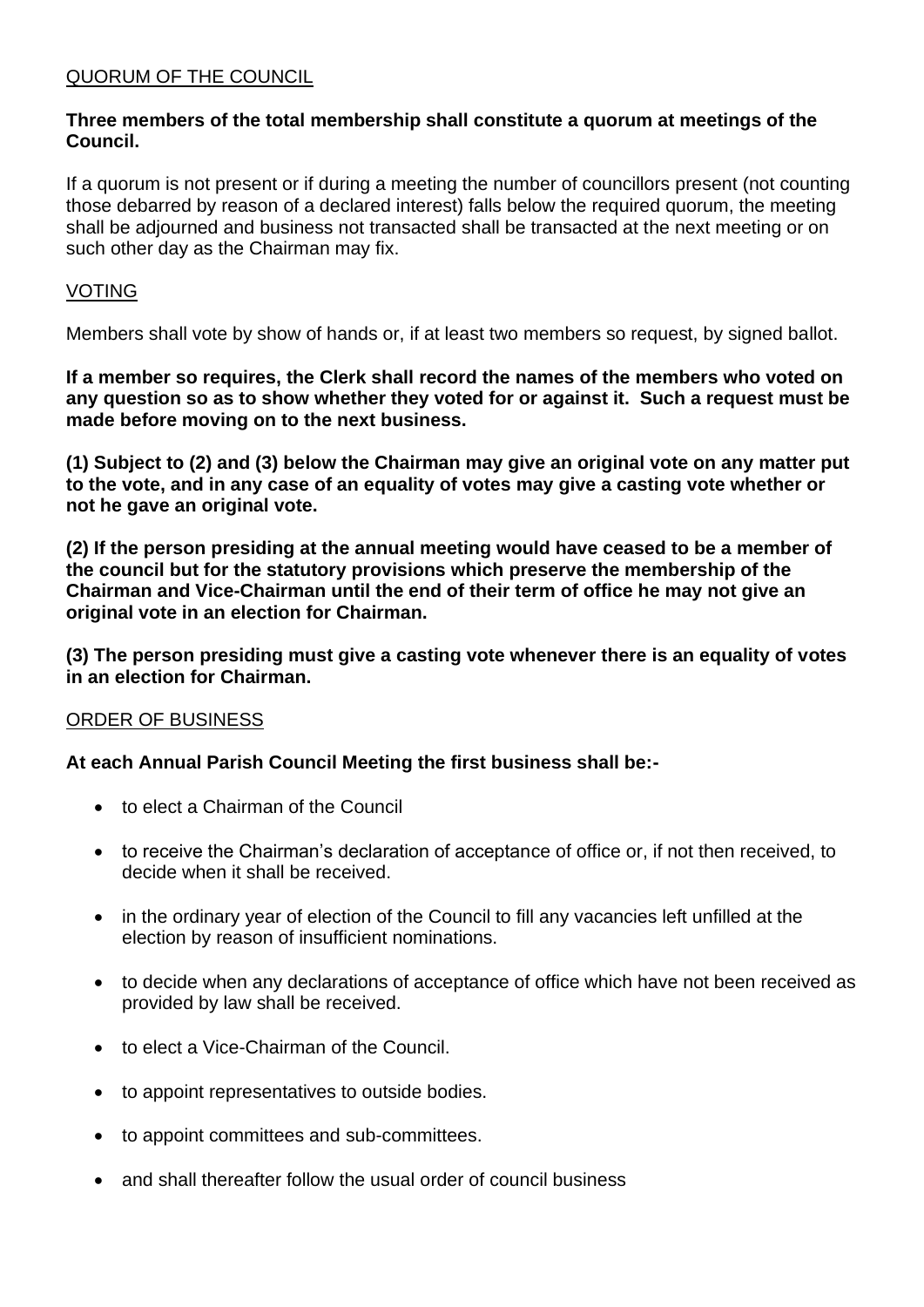## QUORUM OF THE COUNCIL

**Three members of the total membership shall constitute a quorum at meetings of the Council.**

If a quorum is not present or if during a meeting the number of councillors present (not counting those debarred by reason of a declared interest) falls below the required quorum, the meeting shall be adjourned and business not transacted shall be transacted at the next meeting or on such other day as the Chairman may fix.

## VOTING

Members shall vote by show of hands or, if at least two members so request, by signed ballot.

**If a member so requires, the Clerk shall record the names of the members who voted on any question so as to show whether they voted for or against it. Such a request must be made before moving on to the next business.**

**(1) Subject to (2) and (3) below the Chairman may give an original vote on any matter put to the vote, and in any case of an equality of votes may give a casting vote whether or not he gave an original vote.**

**(2) If the person presiding at the annual meeting would have ceased to be a member of the council but for the statutory provisions which preserve the membership of the Chairman and Vice-Chairman until the end of their term of office he may not give an original vote in an election for Chairman.**

**(3) The person presiding must give a casting vote whenever there is an equality of votes in an election for Chairman.**

## ORDER OF BUSINESS

**At each Annual Parish Council Meeting the first business shall be:-**

- to elect a Chairman of the Council
- to receive the Chairman's declaration of acceptance of office or, if not then received, to decide when it shall be received.
- in the ordinary year of election of the Council to fill any vacancies left unfilled at the election by reason of insufficient nominations.
- to decide when any declarations of acceptance of office which have not been received as provided by law shall be received.
- to elect a Vice-Chairman of the Council.
- to appoint representatives to outside bodies.
- to appoint committees and sub-committees.
- and shall thereafter follow the usual order of council business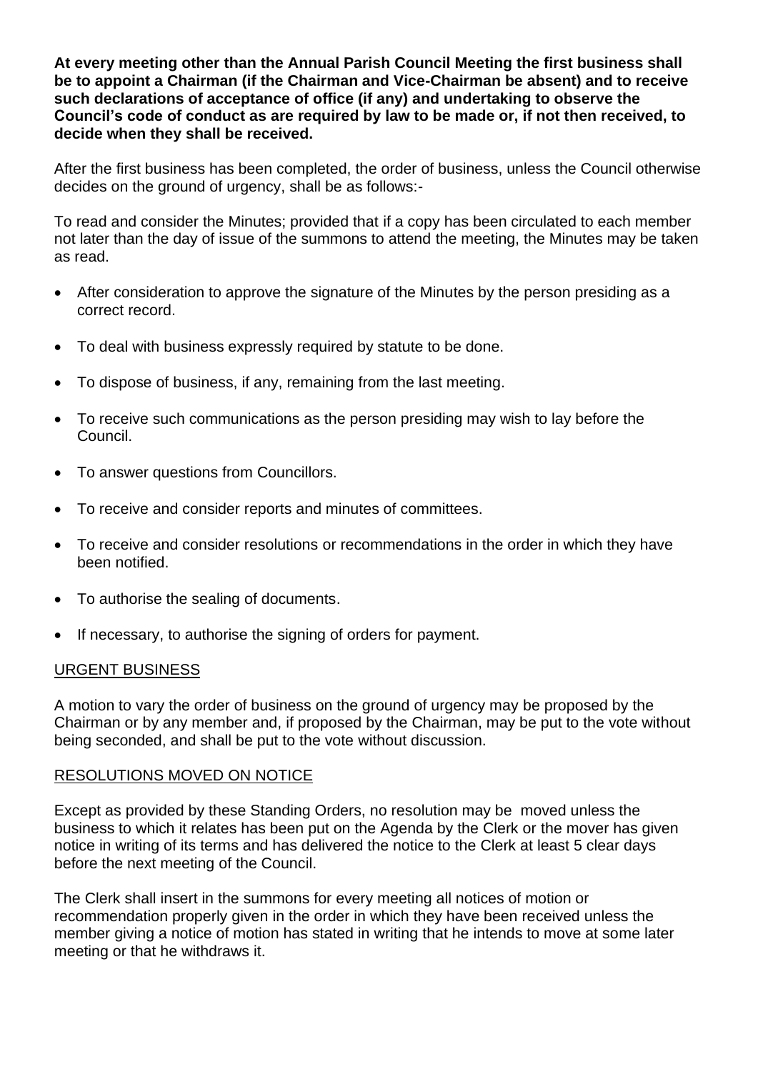**At every meeting other than the Annual Parish Council Meeting the first business shall be to appoint a Chairman (if the Chairman and Vice-Chairman be absent) and to receive such declarations of acceptance of office (if any) and undertaking to observe the Council's code of conduct as are required by law to be made or, if not then received, to decide when they shall be received.**

After the first business has been completed, the order of business, unless the Council otherwise decides on the ground of urgency, shall be as follows:-

To read and consider the Minutes; provided that if a copy has been circulated to each member not later than the day of issue of the summons to attend the meeting, the Minutes may be taken as read.

- After consideration to approve the signature of the Minutes by the person presiding as a correct record.
- To deal with business expressly required by statute to be done.
- To dispose of business, if any, remaining from the last meeting.
- To receive such communications as the person presiding may wish to lay before the Council.
- To answer questions from Councillors.
- To receive and consider reports and minutes of committees.
- To receive and consider resolutions or recommendations in the order in which they have been notified.
- To authorise the sealing of documents.
- If necessary, to authorise the signing of orders for payment.

URGENT BUSINESS

A motion to vary the order of business on the ground of urgency may be proposed by the Chairman or by any member and, if proposed by the Chairman, may be put to the vote without being seconded, and shall be put to the vote without discussion.

RESOLUTIONS MOVED ON NOTICE

Except as provided by these Standing Orders, no resolution may be moved unless the business to which it relates has been put on the Agenda by the Clerk or the mover has given notice in writing of its terms and has delivered the notice to the Clerk at least 5 clear days before the next meeting of the Council.

The Clerk shall insert in the summons for every meeting all notices of motion or recommendation properly given in the order in which they have been received unless the member giving a notice of motion has stated in writing that he intends to move at some later meeting or that he withdraws it.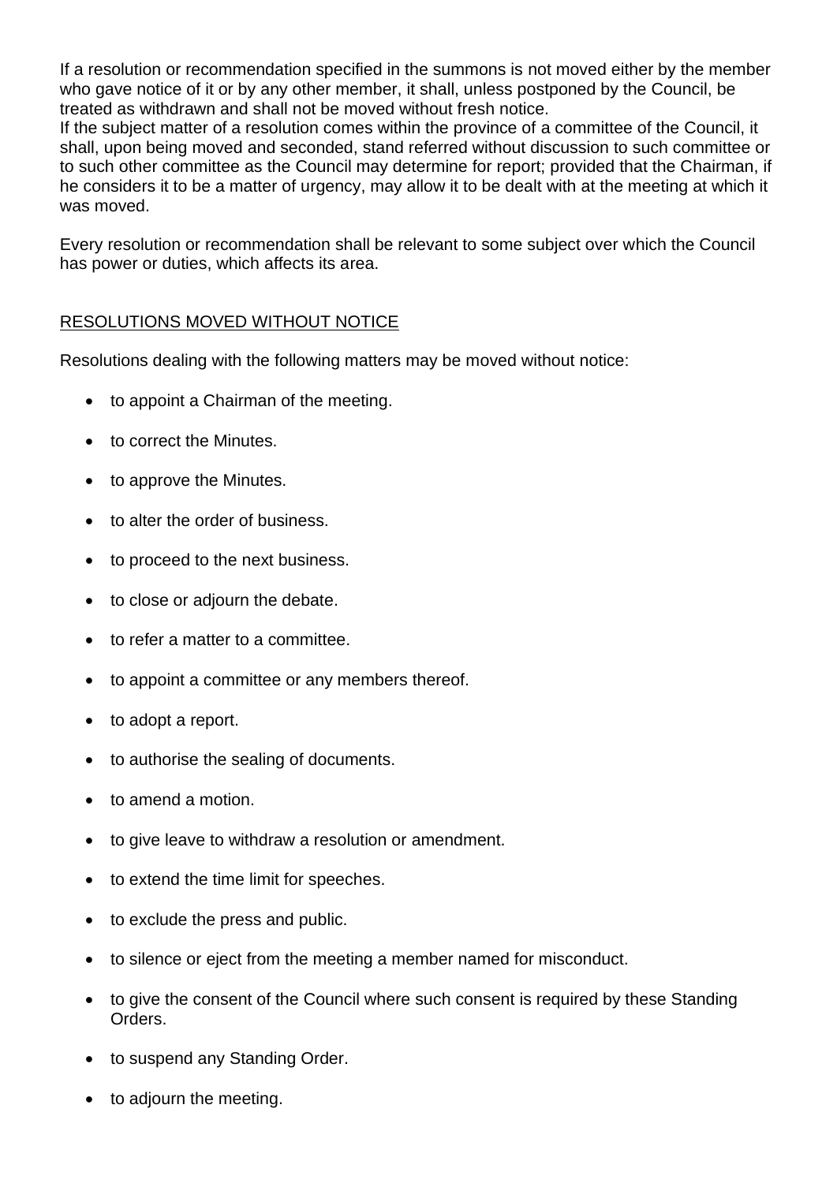If a resolution or recommendation specified in the summons is not moved either by the member who gave notice of it or by any other member, it shall, unless postponed by the Council, be treated as withdrawn and shall not be moved without fresh notice.
If the subject matter of a resolution comes within the province of a committee of the Council, it shall, upon being moved and seconded, stand referred without discussion to such committee or to such other committee as the Council may determine for report; provided that the Chairman, if he considers it to be a matter of urgency, may allow it to be dealt with at the meeting at which it was moved.

Every resolution or recommendation shall be relevant to some subject over which the Council has power or duties, which affects its area.

## RESOLUTIONS MOVED WITHOUT NOTICE

Resolutions dealing with the following matters may be moved without notice:

- to appoint a Chairman of the meeting.
- to correct the Minutes.
- to approve the Minutes.
- to alter the order of business.
- to proceed to the next business.
- to close or adjourn the debate.
- to refer a matter to a committee.
- to appoint a committee or any members thereof.
- to adopt a report.
- to authorise the sealing of documents.
- to amend a motion.
- to give leave to withdraw a resolution or amendment.
- to extend the time limit for speeches.
- to exclude the press and public.
- to silence or eject from the meeting a member named for misconduct.
- to give the consent of the Council where such consent is required by these Standing Orders.
- to suspend any Standing Order.
- to adjourn the meeting.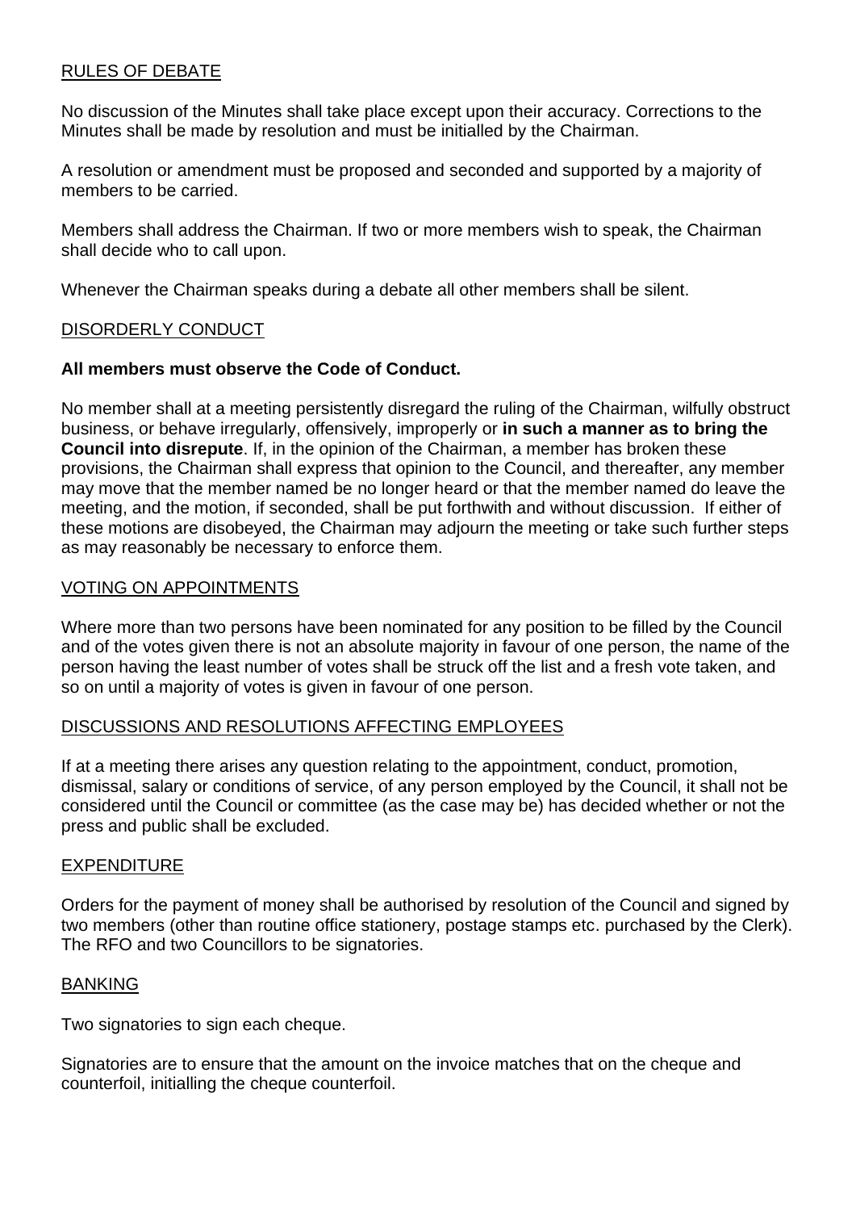## RULES OF DEBATE

No discussion of the Minutes shall take place except upon their accuracy. Corrections to the Minutes shall be made by resolution and must be initialled by the Chairman.

A resolution or amendment must be proposed and seconded and supported by a majority of members to be carried.

Members shall address the Chairman. If two or more members wish to speak, the Chairman shall decide who to call upon.

Whenever the Chairman speaks during a debate all other members shall be silent.

## DISORDERLY CONDUCT

**All members must observe the Code of Conduct.**

No member shall at a meeting persistently disregard the ruling of the Chairman, wilfully obstruct business, or behave irregularly, offensively, improperly or **in such a manner as to bring the Council into disrepute**. If, in the opinion of the Chairman, a member has broken these provisions, the Chairman shall express that opinion to the Council, and thereafter, any member may move that the member named be no longer heard or that the member named do leave the meeting, and the motion, if seconded, shall be put forthwith and without discussion. If either of these motions are disobeyed, the Chairman may adjourn the meeting or take such further steps as may reasonably be necessary to enforce them.

## VOTING ON APPOINTMENTS

Where more than two persons have been nominated for any position to be filled by the Council and of the votes given there is not an absolute majority in favour of one person, the name of the person having the least number of votes shall be struck off the list and a fresh vote taken, and so on until a majority of votes is given in favour of one person.

## DISCUSSIONS AND RESOLUTIONS AFFECTING EMPLOYEES

If at a meeting there arises any question relating to the appointment, conduct, promotion, dismissal, salary or conditions of service, of any person employed by the Council, it shall not be considered until the Council or committee (as the case may be) has decided whether or not the press and public shall be excluded.

## EXPENDITURE

Orders for the payment of money shall be authorised by resolution of the Council and signed by two members (other than routine office stationery, postage stamps etc. purchased by the Clerk). The RFO and two Councillors to be signatories.

## BANKING

Two signatories to sign each cheque.

Signatories are to ensure that the amount on the invoice matches that on the cheque and counterfoil, initialling the cheque counterfoil.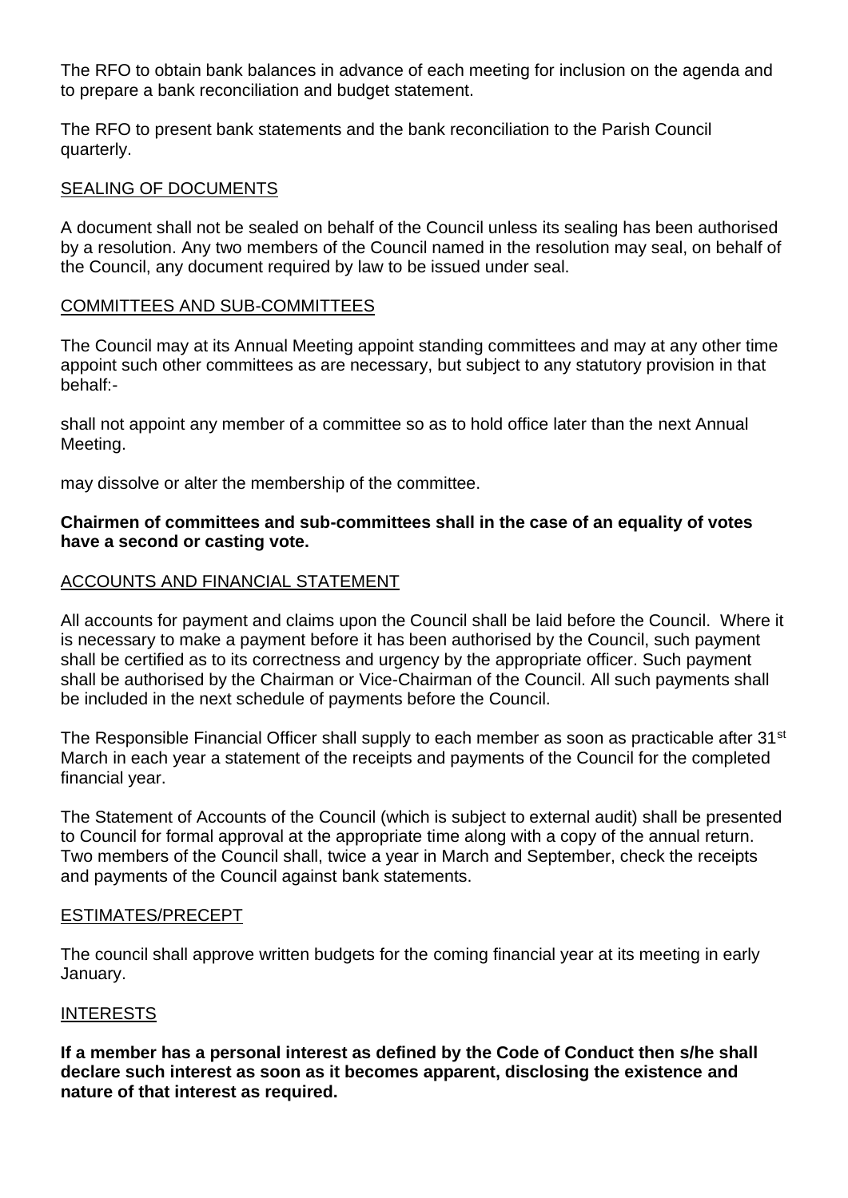The RFO to obtain bank balances in advance of each meeting for inclusion on the agenda and to prepare a bank reconciliation and budget statement.

The RFO to present bank statements and the bank reconciliation to the Parish Council quarterly.

## SEALING OF DOCUMENTS

A document shall not be sealed on behalf of the Council unless its sealing has been authorised by a resolution. Any two members of the Council named in the resolution may seal, on behalf of the Council, any document required by law to be issued under seal.

## COMMITTEES AND SUB-COMMITTEES

The Council may at its Annual Meeting appoint standing committees and may at any other time appoint such other committees as are necessary, but subject to any statutory provision in that behalf:-

shall not appoint any member of a committee so as to hold office later than the next Annual Meeting.

may dissolve or alter the membership of the committee.

**Chairmen of committees and sub-committees shall in the case of an equality of votes have a second or casting vote.**

## ACCOUNTS AND FINANCIAL STATEMENT

All accounts for payment and claims upon the Council shall be laid before the Council. Where it is necessary to make a payment before it has been authorised by the Council, such payment shall be certified as to its correctness and urgency by the appropriate officer. Such payment shall be authorised by the Chairman or Vice-Chairman of the Council. All such payments shall be included in the next schedule of payments before the Council.

The Responsible Financial Officer shall supply to each member as soon as practicable after 31st March in each year a statement of the receipts and payments of the Council for the completed financial year.

The Statement of Accounts of the Council (which is subject to external audit) shall be presented to Council for formal approval at the appropriate time along with a copy of the annual return. Two members of the Council shall, twice a year in March and September, check the receipts and payments of the Council against bank statements.

## ESTIMATES/PRECEPT

The council shall approve written budgets for the coming financial year at its meeting in early January.

## INTERESTS

**If a member has a personal interest as defined by the Code of Conduct then s/he shall declare such interest as soon as it becomes apparent, disclosing the existence and nature of that interest as required.**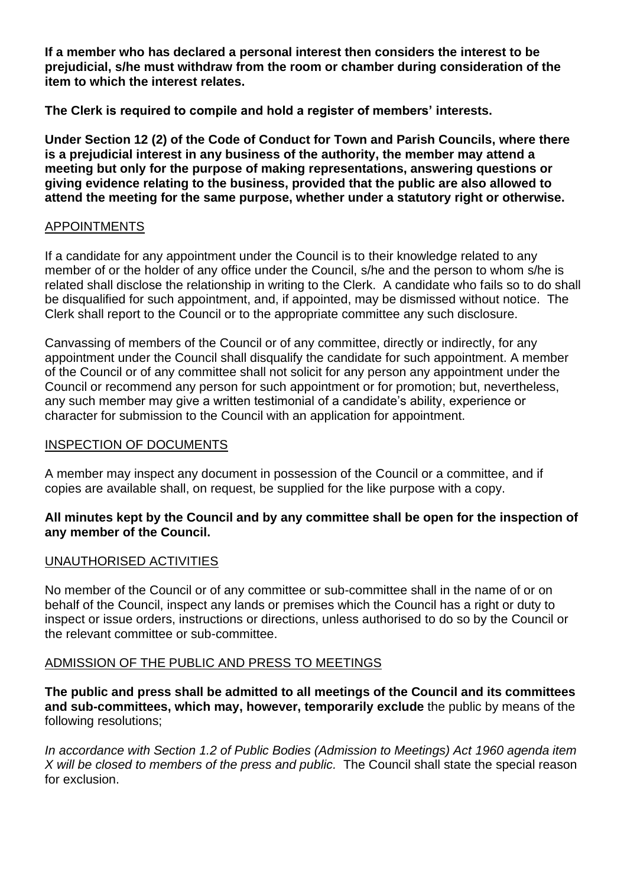**If a member who has declared a personal interest then considers the interest to be prejudicial, s/he must withdraw from the room or chamber during consideration of the item to which the interest relates.**

**The Clerk is required to compile and hold a register of members' interests.**

**Under Section 12 (2) of the Code of Conduct for Town and Parish Councils, where there is a prejudicial interest in any business of the authority, the member may attend a meeting but only for the purpose of making representations, answering questions or giving evidence relating to the business, provided that the public are also allowed to attend the meeting for the same purpose, whether under a statutory right or otherwise.**

## APPOINTMENTS

If a candidate for any appointment under the Council is to their knowledge related to any member of or the holder of any office under the Council, s/he and the person to whom s/he is related shall disclose the relationship in writing to the Clerk. A candidate who fails so to do shall be disqualified for such appointment, and, if appointed, may be dismissed without notice. The Clerk shall report to the Council or to the appropriate committee any such disclosure.

Canvassing of members of the Council or of any committee, directly or indirectly, for any appointment under the Council shall disqualify the candidate for such appointment. A member of the Council or of any committee shall not solicit for any person any appointment under the Council or recommend any person for such appointment or for promotion; but, nevertheless, any such member may give a written testimonial of a candidate's ability, experience or character for submission to the Council with an application for appointment.

## INSPECTION OF DOCUMENTS

A member may inspect any document in possession of the Council or a committee, and if copies are available shall, on request, be supplied for the like purpose with a copy.

**All minutes kept by the Council and by any committee shall be open for the inspection of any member of the Council.**

## UNAUTHORISED ACTIVITIES

No member of the Council or of any committee or sub-committee shall in the name of or on behalf of the Council, inspect any lands or premises which the Council has a right or duty to inspect or issue orders, instructions or directions, unless authorised to do so by the Council or the relevant committee or sub-committee.

## ADMISSION OF THE PUBLIC AND PRESS TO MEETINGS

**The public and press shall be admitted to all meetings of the Council and its committees and sub-committees, which may, however, temporarily exclude** the public by means of the following resolutions;

*In accordance with Section 1.2 of Public Bodies (Admission to Meetings) Act 1960 agenda item X will be closed to members of the press and public.* The Council shall state the special reason for exclusion.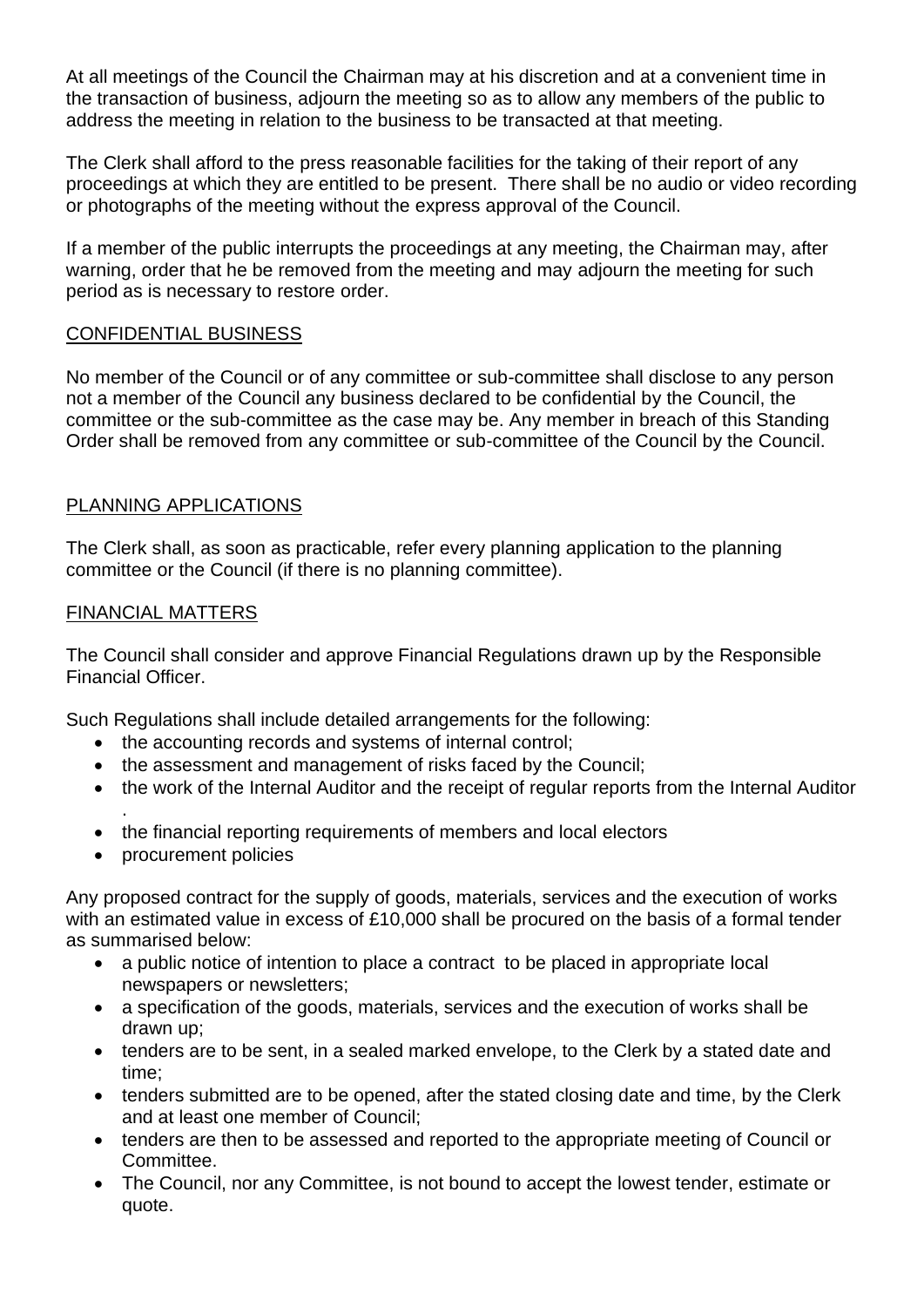At all meetings of the Council the Chairman may at his discretion and at a convenient time in the transaction of business, adjourn the meeting so as to allow any members of the public to address the meeting in relation to the business to be transacted at that meeting.

The Clerk shall afford to the press reasonable facilities for the taking of their report of any proceedings at which they are entitled to be present. There shall be no audio or video recording or photographs of the meeting without the express approval of the Council.

If a member of the public interrupts the proceedings at any meeting, the Chairman may, after warning, order that he be removed from the meeting and may adjourn the meeting for such period as is necessary to restore order.

## CONFIDENTIAL BUSINESS

No member of the Council or of any committee or sub-committee shall disclose to any person not a member of the Council any business declared to be confidential by the Council, the committee or the sub-committee as the case may be. Any member in breach of this Standing Order shall be removed from any committee or sub-committee of the Council by the Council.

## PLANNING APPLICATIONS

The Clerk shall, as soon as practicable, refer every planning application to the planning committee or the Council (if there is no planning committee).

## FINANCIAL MATTERS

The Council shall consider and approve Financial Regulations drawn up by the Responsible Financial Officer.

Such Regulations shall include detailed arrangements for the following:

- the accounting records and systems of internal control;
- the assessment and management of risks faced by the Council;
- the work of the Internal Auditor and the receipt of regular reports from the Internal Auditor .
- the financial reporting requirements of members and local electors
- procurement policies

Any proposed contract for the supply of goods, materials, services and the execution of works with an estimated value in excess of £10,000 shall be procured on the basis of a formal tender as summarised below:

- a public notice of intention to place a contract to be placed in appropriate local newspapers or newsletters;
- a specification of the goods, materials, services and the execution of works shall be drawn up;
- tenders are to be sent, in a sealed marked envelope, to the Clerk by a stated date and time;
- tenders submitted are to be opened, after the stated closing date and time, by the Clerk and at least one member of Council;
- tenders are then to be assessed and reported to the appropriate meeting of Council or Committee.
- The Council, nor any Committee, is not bound to accept the lowest tender, estimate or quote.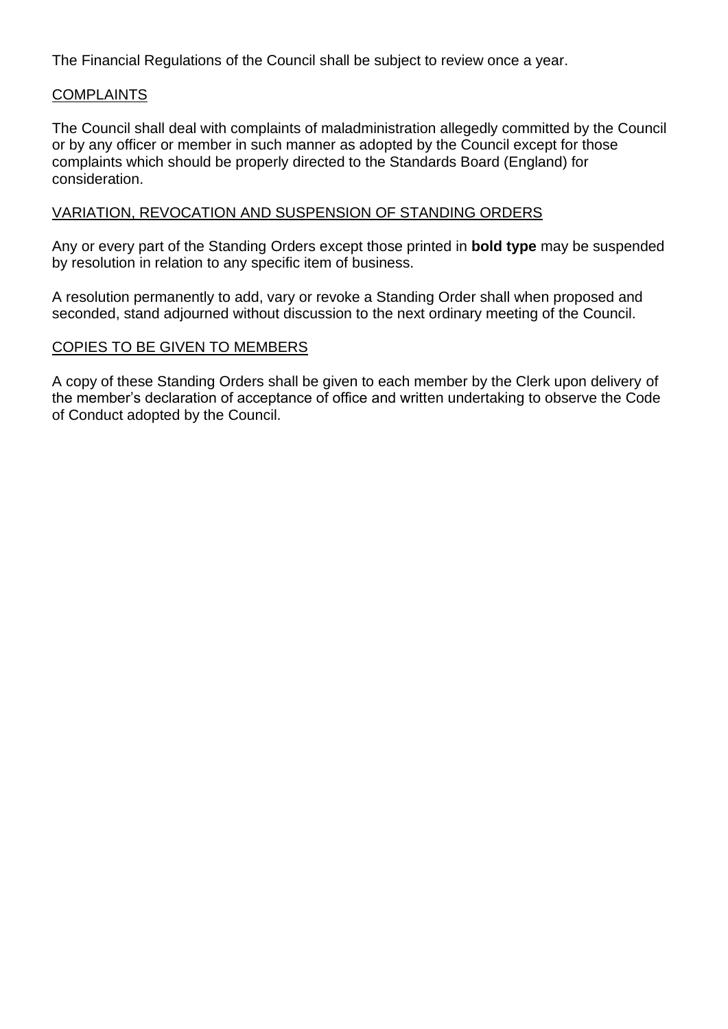The Financial Regulations of the Council shall be subject to review once a year.

## COMPLAINTS

The Council shall deal with complaints of maladministration allegedly committed by the Council or by any officer or member in such manner as adopted by the Council except for those complaints which should be properly directed to the Standards Board (England) for consideration.

## VARIATION, REVOCATION AND SUSPENSION OF STANDING ORDERS

Any or every part of the Standing Orders except those printed in **bold type** may be suspended by resolution in relation to any specific item of business.

A resolution permanently to add, vary or revoke a Standing Order shall when proposed and seconded, stand adjourned without discussion to the next ordinary meeting of the Council.

## COPIES TO BE GIVEN TO MEMBERS

A copy of these Standing Orders shall be given to each member by the Clerk upon delivery of the member's declaration of acceptance of office and written undertaking to observe the Code of Conduct adopted by the Council.